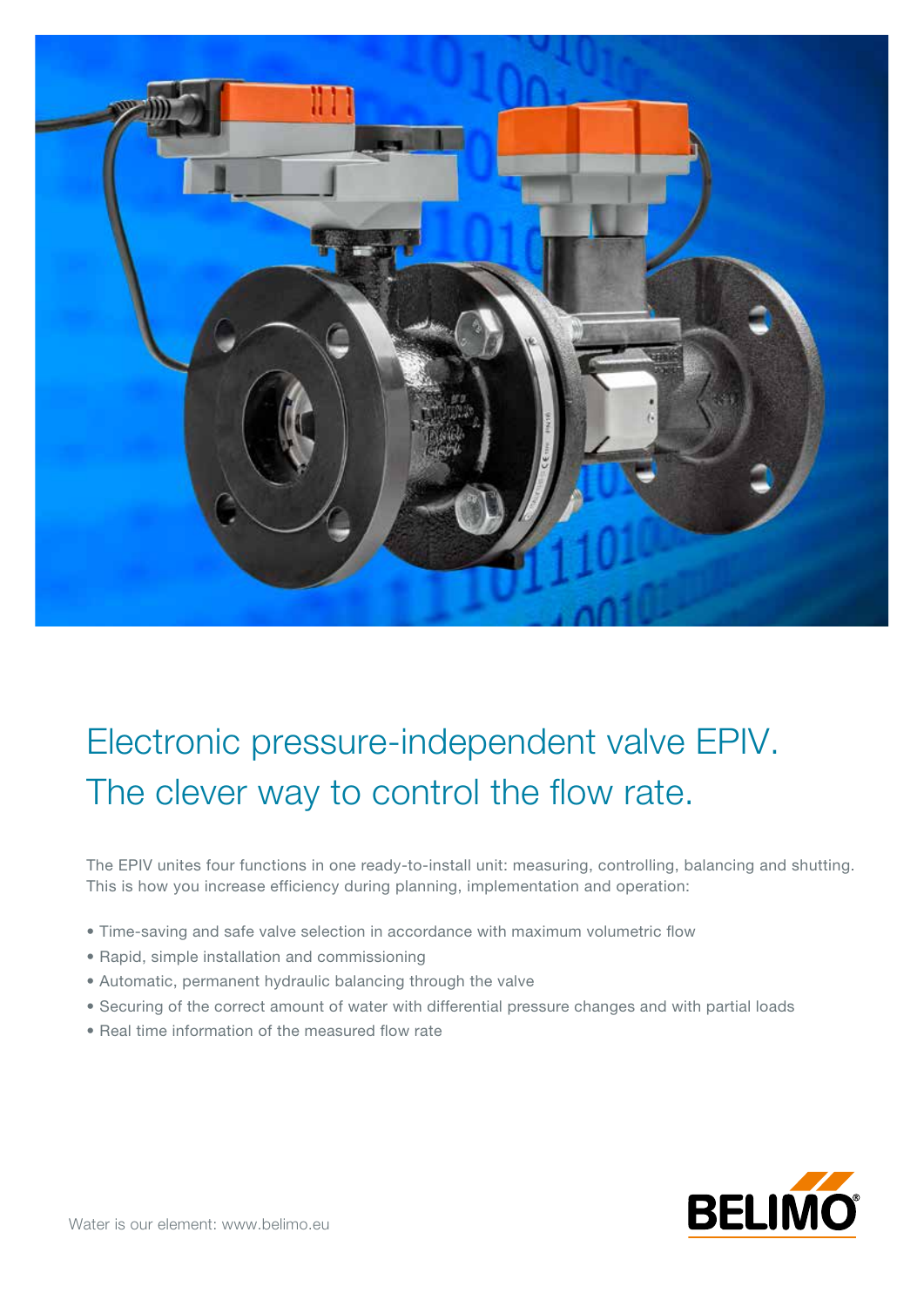# Electronic pressure-independent valve EPIV.
# The clever way to control the flow rate.

The EPIV unites four functions in one ready-to-install unit: measuring, controlling, balancing and shutting. This is how you increase efficiency during planning, implementation and operation:

- Time-saving and safe valve selection in accordance with maximum volumetric flow
- Rapid, simple installation and commissioning
- Automatic, permanent hydraulic balancing through the valve
- Securing of the correct amount of water with differential pressure changes and with partial loads
- Real time information of the measured flow rate

Water is our element: www.belimo.eu

BELIMO®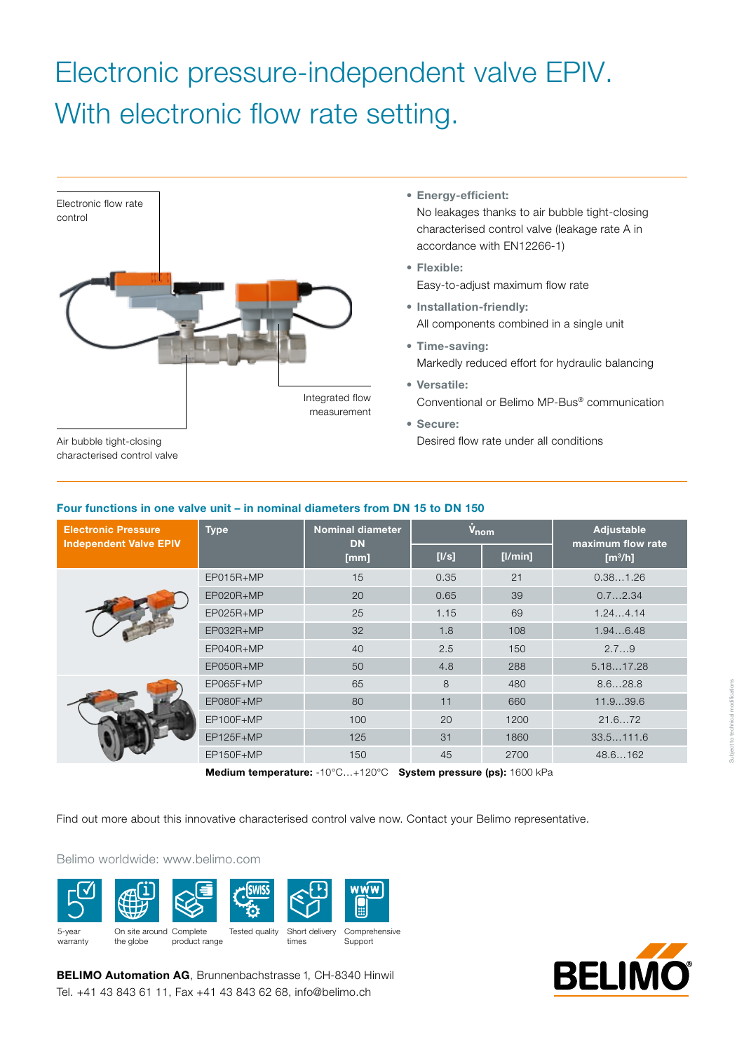# Electronic pressure-independent valve EPIV. With electronic flow rate setting.

Electronic flow rate control

Integrated flow measurement

Air bubble tight-closing characterised control valve

- **Energy-efficient:**
  No leakages thanks to air bubble tight-closing characterised control valve (leakage rate A in accordance with EN12266-1)
- **Flexible:**
  Easy-to-adjust maximum flow rate
- **Installation-friendly:**
  All components combined in a single unit
- **Time-saving:**
  Markedly reduced effort for hydraulic balancing
- **Versatile:**
  Conventional or Belimo MP-Bus® communication
- **Secure:**
  Desired flow rate under all conditions

### Four functions in one valve unit – in nominal diameters from DN 15 to DN 150

| Electronic Pressure Independent Valve EPIV | Type | Nominal diameter DN [mm] | $\dot{V}_{nom}$ | | Adjustable maximum flow rate [m³/h] |
|---|---|---|---|---|---|
| | | | [l/s] | [l/min] | |
| | EP015R+MP | 15 | 0.35 | 21 | 0.38…1.26 |
| | EP020R+MP | 20 | 0.65 | 39 | 0.7…2.34 |
| | EP025R+MP | 25 | 1.15 | 69 | 1.24…4.14 |
| | EP032R+MP | 32 | 1.8 | 108 | 1.94…6.48 |
| | EP040R+MP | 40 | 2.5 | 150 | 2.7…9 |
| | EP050R+MP | 50 | 4.8 | 288 | 5.18…17.28 |
| | EP065F+MP | 65 | 8 | 480 | 8.6…28.8 |
| | EP080F+MP | 80 | 11 | 660 | 11.9…39.6 |
| | EP100F+MP | 100 | 20 | 1200 | 21.6…72 |
| | EP125F+MP | 125 | 31 | 1860 | 33.5…111.6 |
| | EP150F+MP | 150 | 45 | 2700 | 48.6…162 |

**Medium temperature:** -10°C…+120°C **System pressure (ps):** 1600 kPa

Find out more about this innovative characterised control valve now. Contact your Belimo representative.

Belimo worldwide: www.belimo.com

5-year warranty | On site around the globe | Complete product range | Tested quality | Short delivery times | Comprehensive Support

**BELIMO Automation AG**, Brunnenbachstrasse 1, CH-8340 Hinwil
Tel. +41 43 843 61 11, Fax +41 43 843 62 68, info@belimo.ch

BELIMO®

Subject to technical modifications